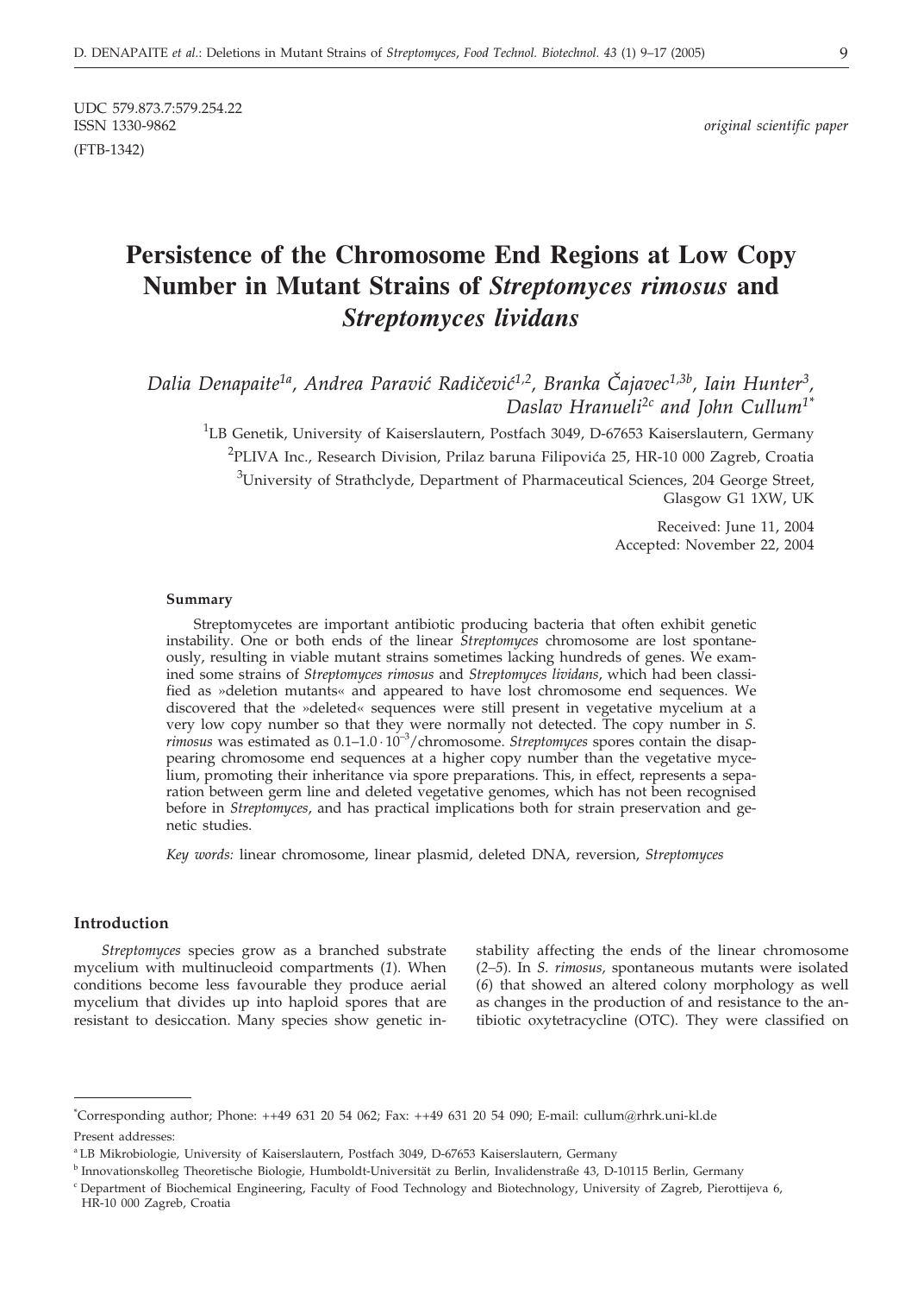UDC 579.873.7:579.254.22
ISSN 1330-9862
(FTB-1342)

*original scientific paper*

# Persistence of the Chromosome End Regions at Low Copy Number in Mutant Strains of *Streptomyces rimosus* and *Streptomyces lividans*

*Dalia Denapaite[1a], Andrea Paravić Radičević[1,2], Branka Čajavec[1,3b], Iain Hunter[3], Daslav Hranueli[2c] and John Cullum[1*]*

[1]LB Genetik, University of Kaiserslautern, Postfach 3049, D-67653 Kaiserslautern, Germany

[2]PLIVA Inc., Research Division, Prilaz baruna Filipovića 25, HR-10 000 Zagreb, Croatia

[3]University of Strathclyde, Department of Pharmaceutical Sciences, 204 George Street, Glasgow G1 1XW, UK

Received: June 11, 2004
Accepted: November 22, 2004

### Summary

Streptomycetes are important antibiotic producing bacteria that often exhibit genetic instability. One or both ends of the linear *Streptomyces* chromosome are lost spontaneously, resulting in viable mutant strains sometimes lacking hundreds of genes. We examined some strains of *Streptomyces rimosus* and *Streptomyces lividans*, which had been classified as »deletion mutants« and appeared to have lost chromosome end sequences. We discovered that the »deleted« sequences were still present in vegetative mycelium at a very low copy number so that they were normally not detected. The copy number in *S. rimosus* was estimated as $0.1–1.0 \cdot 10^{-3}$/chromosome. *Streptomyces* spores contain the disappearing chromosome end sequences at a higher copy number than the vegetative mycelium, promoting their inheritance via spore preparations. This, in effect, represents a separation between germ line and deleted vegetative genomes, which has not been recognised before in *Streptomyces*, and has practical implications both for strain preservation and genetic studies.

*Key words:* linear chromosome, linear plasmid, deleted DNA, reversion, *Streptomyces*

## Introduction

*Streptomyces* species grow as a branched substrate mycelium with multinucleoid compartments (*1*). When conditions become less favourable they produce aerial mycelium that divides up into haploid spores that are resistant to desiccation. Many species show genetic instability affecting the ends of the linear chromosome (*2–5*). In *S. rimosus*, spontaneous mutants were isolated (*6*) that showed an altered colony morphology as well as changes in the production of and resistance to the antibiotic oxytetracycline (OTC). They were classified on

---

*Corresponding author; Phone: ++49 631 20 54 062; Fax: ++49 631 20 54 090; E-mail: cullum@rhrk.uni-kl.de

Present addresses:

[a] LB Mikrobiologie, University of Kaiserslautern, Postfach 3049, D-67653 Kaiserslautern, Germany

[b] Innovationskolleg Theoretische Biologie, Humboldt-Universität zu Berlin, Invalidenstraße 43, D-10115 Berlin, Germany

[c] Department of Biochemical Engineering, Faculty of Food Technology and Biotechnology, University of Zagreb, Pierottijeva 6, HR-10 000 Zagreb, Croatia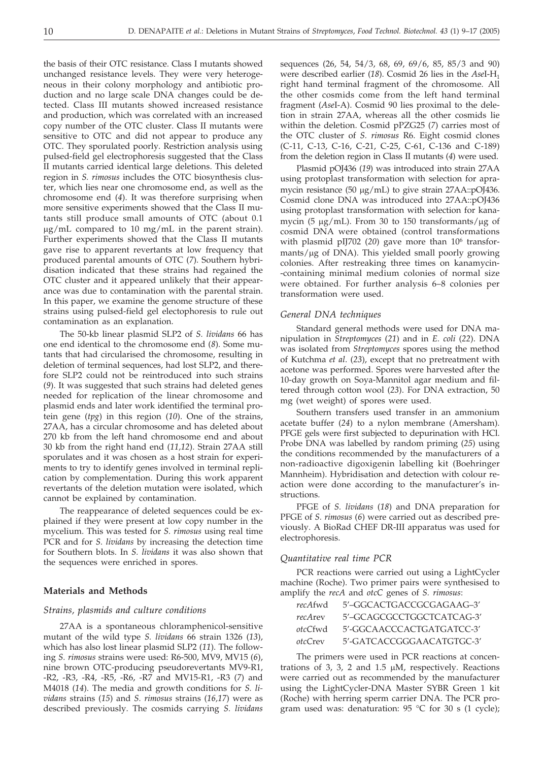the basis of their OTC resistance. Class I mutants showed unchanged resistance levels. They were very heterogeneous in their colony morphology and antibiotic production and no large scale DNA changes could be detected. Class III mutants showed increased resistance and production, which was correlated with an increased copy number of the OTC cluster. Class II mutants were sensitive to OTC and did not appear to produce any OTC. They sporulated poorly. Restriction analysis using pulsed-field gel electrophoresis suggested that the Class II mutants carried identical large deletions. This deleted region in *S. rimosus* includes the OTC biosynthesis cluster, which lies near one chromosome end, as well as the chromosome end (*4*). It was therefore surprising when more sensitive experiments showed that the Class II mutants still produce small amounts of OTC (about 0.1 μg/mL compared to 10 mg/mL in the parent strain). Further experiments showed that the Class II mutants gave rise to apparent revertants at low frequency that produced parental amounts of OTC (*7*). Southern hybridisation indicated that these strains had regained the OTC cluster and it appeared unlikely that their appearance was due to contamination with the parental strain. In this paper, we examine the genome structure of these strains using pulsed-field gel electophoresis to rule out contamination as an explanation.

The 50-kb linear plasmid SLP2 of *S. lividans* 66 has one end identical to the chromosome end (*8*). Some mutants that had circularised the chromosome, resulting in deletion of terminal sequences, had lost SLP2, and therefore SLP2 could not be reintroduced into such strains (*9*). It was suggested that such strains had deleted genes needed for replication of the linear chromosome and plasmid ends and later work identified the terminal protein gene (*tpg*) in this region (*10*). One of the strains, 27AA, has a circular chromosome and has deleted about 270 kb from the left hand chromosome end and about 30 kb from the right hand end (*11,12*). Strain 27AA still sporulates and it was chosen as a host strain for experiments to try to identify genes involved in terminal replication by complementation. During this work apparent revertants of the deletion mutation were isolated, which cannot be explained by contamination.

The reappearance of deleted sequences could be explained if they were present at low copy number in the mycelium. This was tested for *S. rimosus* using real time PCR and for *S. lividans* by increasing the detection time for Southern blots. In *S. lividans* it was also shown that the sequences were enriched in spores.

## Materials and Methods

### *Strains, plasmids and culture conditions*

27AA is a spontaneous chloramphenicol-sensitive mutant of the wild type *S. lividans* 66 strain 1326 (*13*), which has also lost linear plasmid SLP2 (*11*). The following *S. rimosus* strains were used: R6-500, MV9, MV15 (*6*), nine brown OTC-producing pseudorevertants MV9-R1, -R2, -R3, -R4, -R5, -R6, -R7 and MV15-R1, -R3 (*7*) and M4018 (*14*). The media and growth conditions for *S. lividans* strains (*15*) and *S. rimosus* strains (*16,17*) were as described previously. The cosmids carrying *S. lividans* sequences (26, 54, 54/3, 68, 69, 69/6, 85, 85/3 and 90) were described earlier (*18*). Cosmid 26 lies in the *Ase*I-$H_1$ right hand terminal fragment of the chromosome. All the other cosmids come from the left hand terminal fragment (*Ase*I-A). Cosmid 90 lies proximal to the deletion in strain 27AA, whereas all the other cosmids lie within the deletion. Cosmid pPZG25 (*7*) carries most of the OTC cluster of *S. rimosus* R6. Eight cosmid clones (C-11, C-13, C-16, C-21, C-25, C-61, C-136 and C-189) from the deletion region in Class II mutants (*4*) were used.

Plasmid pOJ436 (*19*) was introduced into strain 27AA using protoplast transformation with selection for apramycin resistance (50 μg/mL) to give strain 27AA::pOJ436. Cosmid clone DNA was introduced into 27AA::pOJ436 using protoplast transformation with selection for kanamycin (5 μg/mL). From 30 to 150 transformants/μg of cosmid DNA were obtained (control transformations with plasmid pIJ702 (*20*) gave more than $10^6$ transformants/μg of DNA). This yielded small poorly growing colonies. After restreaking three times on kanamycin-containing minimal medium colonies of normal size were obtained. For further analysis 6–8 colonies per transformation were used.

### *General DNA techniques*

Standard general methods were used for DNA manipulation in *Streptomyces* (*21*) and in *E. coli* (*22*). DNA was isolated from *Streptomyces* spores using the method of Kutchma *et al*. (*23*), except that no pretreatment with acetone was performed. Spores were harvested after the 10-day growth on Soya-Mannitol agar medium and filtered through cotton wool (*23*). For DNA extraction, 50 mg (wet weight) of spores were used.

Southern transfers used transfer in an ammonium acetate buffer (*24*) to a nylon membrane (Amersham). PFGE gels were first subjected to depurination with HCl. Probe DNA was labelled by random priming (*25*) using the conditions recommended by the manufacturers of a non-radioactive digoxigenin labelling kit (Boehringer Mannheim). Hybridisation and detection with colour reaction were done according to the manufacturer's instructions.

PFGE of *S. lividans* (*18*) and DNA preparation for PFGE of *S. rimosus* (*6*) were carried out as described previously. A BioRad CHEF DR-III apparatus was used for electrophoresis.

### *Quantitative real time PCR*

PCR reactions were carried out using a LightCycler machine (Roche). Two primer pairs were synthesised to amplify the *recA* and *otcC* genes of *S. rimosus*:

| | |
|---|---|
| *recA*fwd | 5'–GGCACTGACCGCGAGAAG–3' |
| *recA*rev | 5'–GCAGCGCCTGGCTCATCAG-3' |
| *otcC*fwd | 5'-GGCAACCCACTGATGATCC-3' |
| *otcC*rev | 5'-GATCACCGGGAACATGTGC-3' |

The primers were used in PCR reactions at concentrations of 3, 3, 2 and 1.5 μM, respectively. Reactions were carried out as recommended by the manufacturer using the LightCycler-DNA Master SYBR Green 1 kit (Roche) with herring sperm carrier DNA. The PCR program used was: denaturation: 95 °C for 30 s (1 cycle);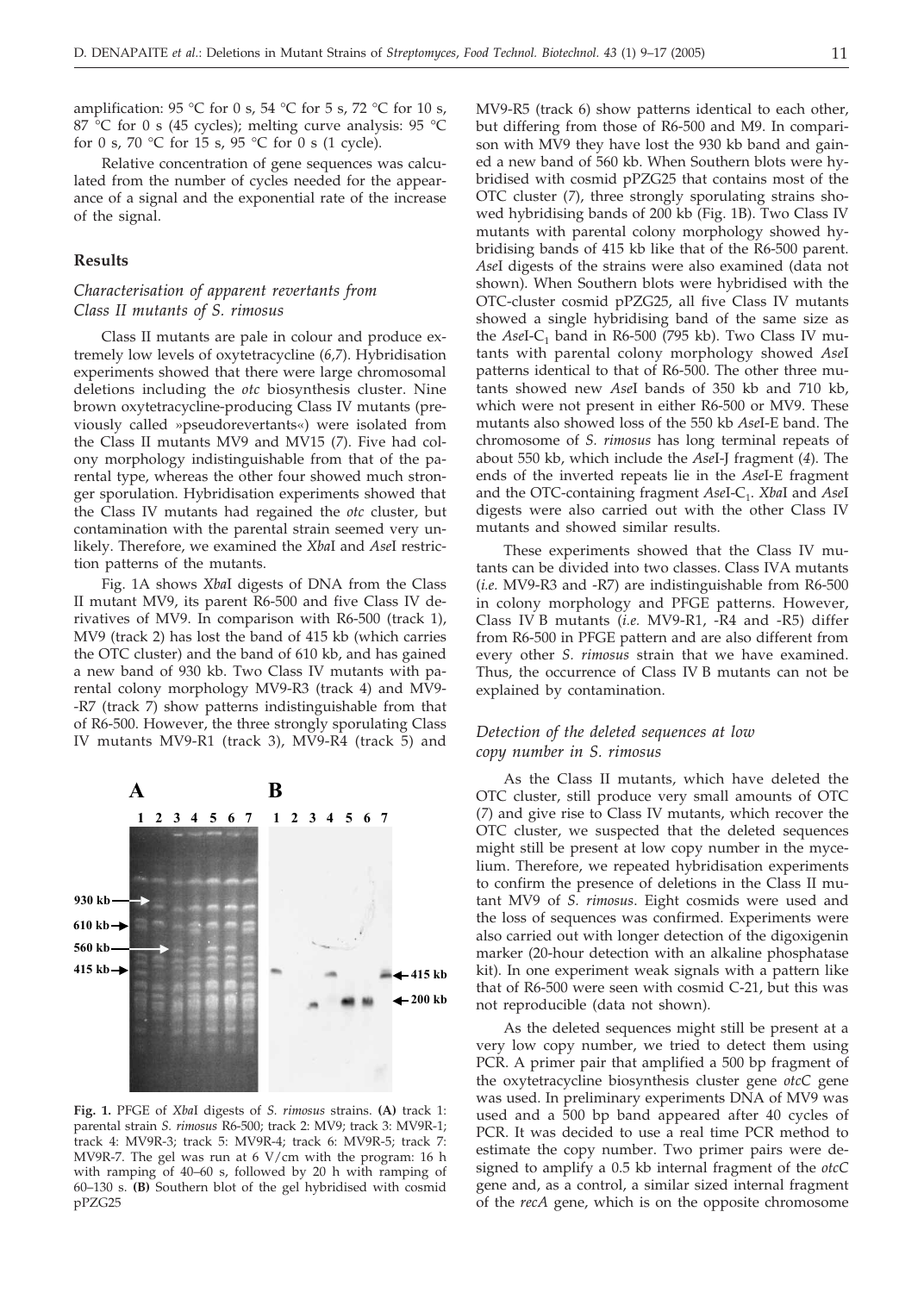amplification: 95 °C for 0 s, 54 °C for 5 s, 72 °C for 10 s, 87 °C for 0 s (45 cycles); melting curve analysis: 95 °C for 0 s, 70 °C for 15 s, 95 °C for 0 s (1 cycle).

Relative concentration of gene sequences was calculated from the number of cycles needed for the appearance of a signal and the exponential rate of the increase of the signal.

## Results

### *Characterisation of apparent revertants from Class II mutants of S. rimosus*

Class II mutants are pale in colour and produce extremely low levels of oxytetracycline (*6,7*). Hybridisation experiments showed that there were large chromosomal deletions including the *otc* biosynthesis cluster. Nine brown oxytetracycline-producing Class IV mutants (previously called »pseudorevertants«) were isolated from the Class II mutants MV9 and MV15 (*7*). Five had colony morphology indistinguishable from that of the parental type, whereas the other four showed much stronger sporulation. Hybridisation experiments showed that the Class IV mutants had regained the *otc* cluster, but contamination with the parental strain seemed very unlikely. Therefore, we examined the *Xba*I and *Ase*I restriction patterns of the mutants.

Fig. 1A shows *Xba*I digests of DNA from the Class II mutant MV9, its parent R6-500 and five Class IV derivatives of MV9. In comparison with R6-500 (track 1), MV9 (track 2) has lost the band of 415 kb (which carries the OTC cluster) and the band of 610 kb, and has gained a new band of 930 kb. Two Class IV mutants with parental colony morphology MV9-R3 (track 4) and MV9-R7 (track 7) show patterns indistinguishable from that of R6-500. However, the three strongly sporulating Class IV mutants MV9-R1 (track 3), MV9-R4 (track 5) and MV9-R5 (track 6) show patterns identical to each other, but differing from those of R6-500 and M9. In comparison with MV9 they have lost the 930 kb band and gained a new band of 560 kb. When Southern blots were hybridised with cosmid pPZG25 that contains most of the OTC cluster (*7*), three strongly sporulating strains showed hybridising bands of 200 kb (Fig. 1B). Two Class IV mutants with parental colony morphology showed hybridising bands of 415 kb like that of the R6-500 parent. *Ase*I digests of the strains were also examined (data not shown). When Southern blots were hybridised with the OTC-cluster cosmid pPZG25, all five Class IV mutants showed a single hybridising band of the same size as the *Ase*I-$C_1$ band in R6-500 (795 kb). Two Class IV mutants with parental colony morphology showed *Ase*I patterns identical to that of R6-500. The other three mutants showed new *Ase*I bands of 350 kb and 710 kb, which were not present in either R6-500 or MV9. These mutants also showed loss of the 550 kb *Ase*I-E band. The chromosome of *S. rimosus* has long terminal repeats of about 550 kb, which include the *Ase*I-J fragment (*4*). The ends of the inverted repeats lie in the *Ase*I-E fragment and the OTC-containing fragment *Ase*I-$C_1$. *Xba*I and *Ase*I digests were also carried out with the other Class IV mutants and showed similar results.

These experiments showed that the Class IV mutants can be divided into two classes. Class IVA mutants (*i.e.* MV9-R3 and -R7) are indistinguishable from R6-500 in colony morphology and PFGE patterns. However, Class IV B mutants (*i.e.* MV9-R1, -R4 and -R5) differ from R6-500 in PFGE pattern and are also different from every other *S. rimosus* strain that we have examined. Thus, the occurrence of Class IV B mutants can not be explained by contamination.

**Fig. 1.** PFGE of *Xba*I digests of *S. rimosus* strains. **(A)** track 1: parental strain *S. rimosus* R6-500; track 2: MV9; track 3: MV9R-1; track 4: MV9R-3; track 5: MV9R-4; track 6: MV9R-5; track 7: MV9R-7. The gel was run at 6 V/cm with the program: 16 h with ramping of 40–60 s, followed by 20 h with ramping of 60–130 s. **(B)** Southern blot of the gel hybridised with cosmid pPZG25

### *Detection of the deleted sequences at low copy number in S. rimosus*

As the Class II mutants, which have deleted the OTC cluster, still produce very small amounts of OTC (*7*) and give rise to Class IV mutants, which recover the OTC cluster, we suspected that the deleted sequences might still be present at low copy number in the mycelium. Therefore, we repeated hybridisation experiments to confirm the presence of deletions in the Class II mutant MV9 of *S. rimosus*. Eight cosmids were used and the loss of sequences was confirmed. Experiments were also carried out with longer detection of the digoxigenin marker (20-hour detection with an alkaline phosphatase kit). In one experiment weak signals with a pattern like that of R6-500 were seen with cosmid C-21, but this was not reproducible (data not shown).

As the deleted sequences might still be present at a very low copy number, we tried to detect them using PCR. A primer pair that amplified a 500 bp fragment of the oxytetracycline biosynthesis cluster gene *otcC* gene was used. In preliminary experiments DNA of MV9 was used and a 500 bp band appeared after 40 cycles of PCR. It was decided to use a real time PCR method to estimate the copy number. Two primer pairs were designed to amplify a 0.5 kb internal fragment of the *otcC* gene and, as a control, a similar sized internal fragment of the *recA* gene, which is on the opposite chromosome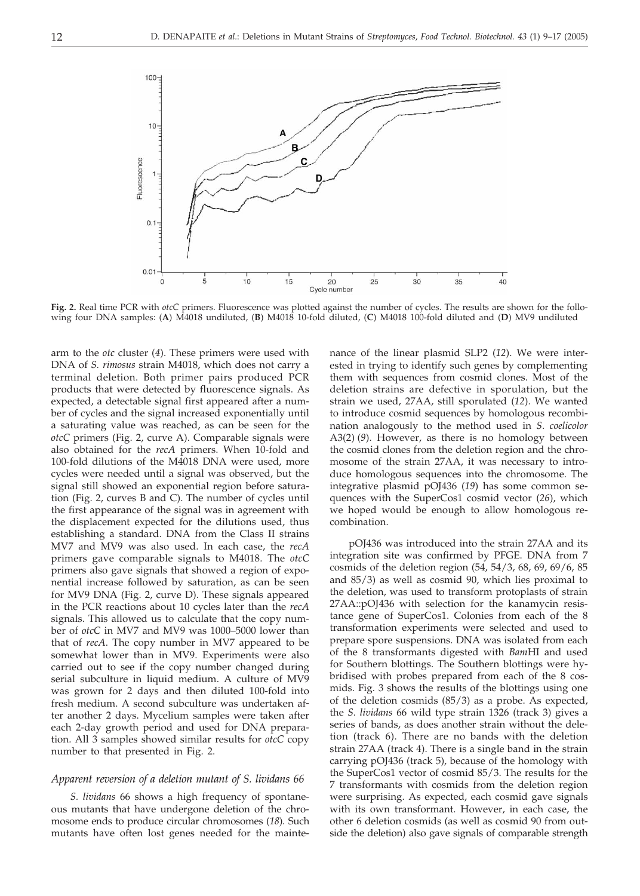**Fig. 2.** Real time PCR with *otcC* primers. Fluorescence was plotted against the number of cycles. The results are shown for the following four DNA samples: (**A**) M4018 undiluted, (**B**) M4018 10-fold diluted, (**C**) M4018 100-fold diluted and (**D**) MV9 undiluted

arm to the *otc* cluster (*4*). These primers were used with DNA of *S. rimosus* strain M4018, which does not carry a terminal deletion. Both primer pairs produced PCR products that were detected by fluorescence signals. As expected, a detectable signal first appeared after a number of cycles and the signal increased exponentially until a saturating value was reached, as can be seen for the *otcC* primers (Fig. 2, curve A). Comparable signals were also obtained for the *recA* primers. When 10-fold and 100-fold dilutions of the M4018 DNA were used, more cycles were needed until a signal was observed, but the signal still showed an exponential region before saturation (Fig. 2, curves B and C). The number of cycles until the first appearance of the signal was in agreement with the displacement expected for the dilutions used, thus establishing a standard. DNA from the Class II strains MV7 and MV9 was also used. In each case, the *recA* primers gave comparable signals to M4018. The *otcC* primers also gave signals that showed a region of exponential increase followed by saturation, as can be seen for MV9 DNA (Fig. 2, curve D). These signals appeared in the PCR reactions about 10 cycles later than the *recA* signals. This allowed us to calculate that the copy number of *otcC* in MV7 and MV9 was 1000–5000 lower than that of *recA*. The copy number in MV7 appeared to be somewhat lower than in MV9. Experiments were also carried out to see if the copy number changed during serial subculture in liquid medium. A culture of MV9 was grown for 2 days and then diluted 100-fold into fresh medium. A second subculture was undertaken after another 2 days. Mycelium samples were taken after each 2-day growth period and used for DNA preparation. All 3 samples showed similar results for *otcC* copy number to that presented in Fig. 2.

### *Apparent reversion of a deletion mutant of S. lividans 66*

*S. lividans* 66 shows a high frequency of spontaneous mutants that have undergone deletion of the chromosome ends to produce circular chromosomes (*18*). Such mutants have often lost genes needed for the maintenance of the linear plasmid SLP2 (*12*). We were interested in trying to identify such genes by complementing them with sequences from cosmid clones. Most of the deletion strains are defective in sporulation, but the strain we used, 27AA, still sporulated (*12*). We wanted to introduce cosmid sequences by homologous recombination analogously to the method used in *S. coelicolor* A3(2) (*9*). However, as there is no homology between the cosmid clones from the deletion region and the chromosome of the strain 27AA, it was necessary to introduce homologous sequences into the chromosome. The integrative plasmid pOJ436 (*19*) has some common sequences with the SuperCos1 cosmid vector (*26*), which we hoped would be enough to allow homologous recombination.

pOJ436 was introduced into the strain 27AA and its integration site was confirmed by PFGE. DNA from 7 cosmids of the deletion region (54, 54/3, 68, 69, 69/6, 85 and 85/3) as well as cosmid 90, which lies proximal to the deletion, was used to transform protoplasts of strain 27AA::pOJ436 with selection for the kanamycin resistance gene of SuperCos1. Colonies from each of the 8 transformation experiments were selected and used to prepare spore suspensions. DNA was isolated from each of the 8 transformants digested with *Bam*HI and used for Southern blottings. The Southern blottings were hybridised with probes prepared from each of the 8 cosmids. Fig. 3 shows the results of the blottings using one of the deletion cosmids (85/3) as a probe. As expected, the *S. lividans* 66 wild type strain 1326 (track 3) gives a series of bands, as does another strain without the deletion (track 6). There are no bands with the deletion strain 27AA (track 4). There is a single band in the strain carrying pOJ436 (track 5), because of the homology with the SuperCos1 vector of cosmid 85/3. The results for the 7 transformants with cosmids from the deletion region were surprising. As expected, each cosmid gave signals with its own transformant. However, in each case, the other 6 deletion cosmids (as well as cosmid 90 from outside the deletion) also gave signals of comparable strength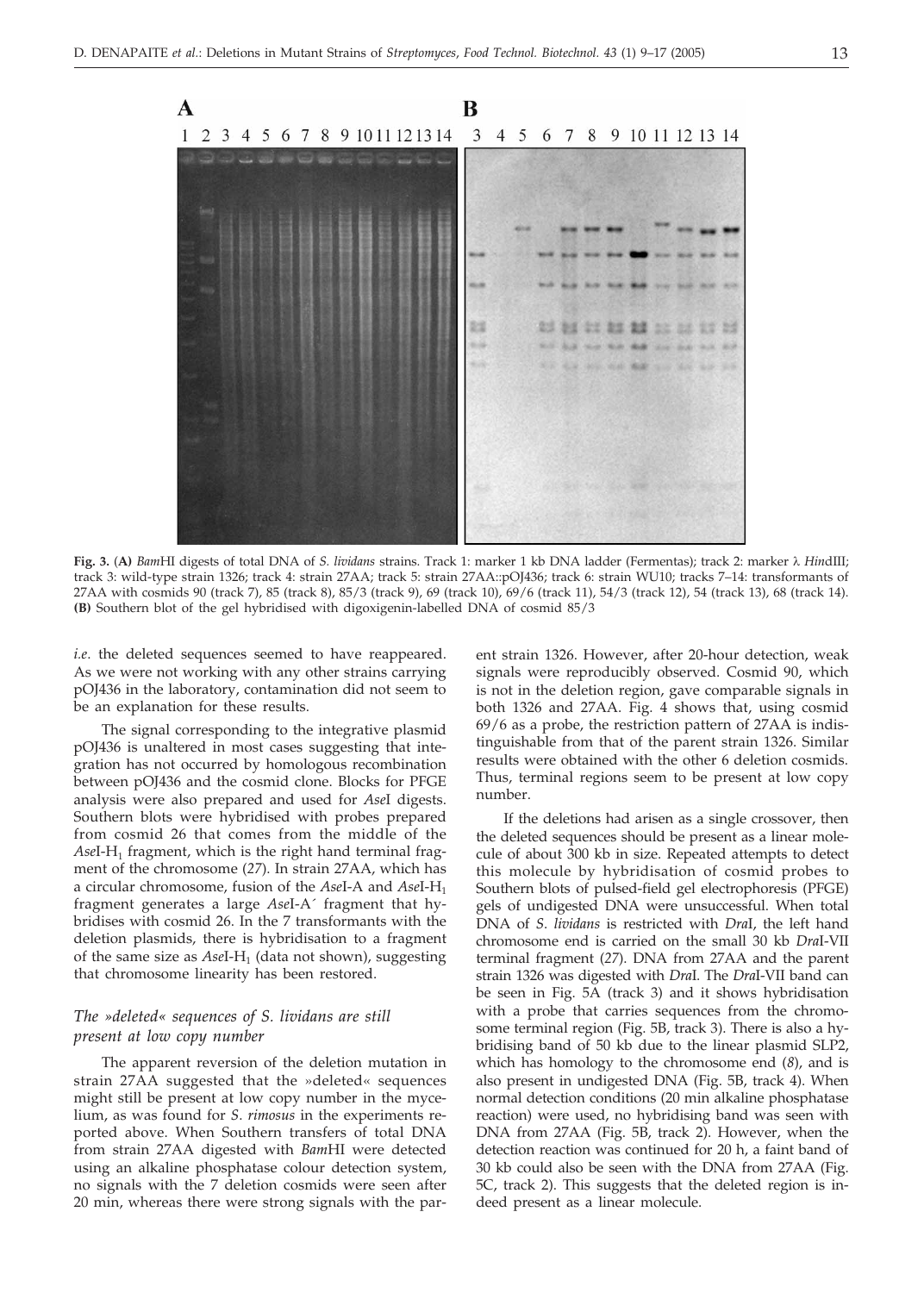**Fig. 3.** (**A**) *Bam*HI digests of total DNA of *S. lividans* strains. Track 1: marker 1 kb DNA ladder (Fermentas); track 2: marker λ *Hin*dIII; track 3: wild-type strain 1326; track 4: strain 27AA; track 5: strain 27AA::pOJ436; track 6: strain WU10; tracks 7–14: transformants of 27AA with cosmids 90 (track 7), 85 (track 8), 85/3 (track 9), 69 (track 10), 69/6 (track 11), 54/3 (track 12), 54 (track 13), 68 (track 14). **(B)** Southern blot of the gel hybridised with digoxigenin-labelled DNA of cosmid 85/3

*i.e*. the deleted sequences seemed to have reappeared. As we were not working with any other strains carrying pOJ436 in the laboratory, contamination did not seem to be an explanation for these results.

The signal corresponding to the integrative plasmid pOJ436 is unaltered in most cases suggesting that integration has not occurred by homologous recombination between pOJ436 and the cosmid clone. Blocks for PFGE analysis were also prepared and used for *Ase*I digests. Southern blots were hybridised with probes prepared from cosmid 26 that comes from the middle of the *Ase*I-$H_1$ fragment, which is the right hand terminal fragment of the chromosome (*27*). In strain 27AA, which has a circular chromosome, fusion of the *Ase*I-A and *Ase*I-$H_1$ fragment generates a large *Ase*I-A´ fragment that hybridises with cosmid 26. In the 7 transformants with the deletion plasmids, there is hybridisation to a fragment of the same size as *Ase*I-$H_1$ (data not shown), suggesting that chromosome linearity has been restored.

### *The »deleted« sequences of S. lividans are still present at low copy number*

The apparent reversion of the deletion mutation in strain 27AA suggested that the »deleted« sequences might still be present at low copy number in the mycelium, as was found for *S. rimosus* in the experiments reported above. When Southern transfers of total DNA from strain 27AA digested with *Bam*HI were detected using an alkaline phosphatase colour detection system, no signals with the 7 deletion cosmids were seen after 20 min, whereas there were strong signals with the parent strain 1326. However, after 20-hour detection, weak signals were reproducibly observed. Cosmid 90, which is not in the deletion region, gave comparable signals in both 1326 and 27AA. Fig. 4 shows that, using cosmid 69/6 as a probe, the restriction pattern of 27AA is indistinguishable from that of the parent strain 1326. Similar results were obtained with the other 6 deletion cosmids. Thus, terminal regions seem to be present at low copy number.

If the deletions had arisen as a single crossover, then the deleted sequences should be present as a linear molecule of about 300 kb in size. Repeated attempts to detect this molecule by hybridisation of cosmid probes to Southern blots of pulsed-field gel electrophoresis (PFGE) gels of undigested DNA were unsuccessful. When total DNA of *S. lividans* is restricted with *Dra*I, the left hand chromosome end is carried on the small 30 kb *Dra*I-VII terminal fragment (*27*). DNA from 27AA and the parent strain 1326 was digested with *Dra*I. The *Dra*I-VII band can be seen in Fig. 5A (track 3) and it shows hybridisation with a probe that carries sequences from the chromosome terminal region (Fig. 5B, track 3). There is also a hybridising band of 50 kb due to the linear plasmid SLP2, which has homology to the chromosome end (*8*), and is also present in undigested DNA (Fig. 5B, track 4). When normal detection conditions (20 min alkaline phosphatase reaction) were used, no hybridising band was seen with DNA from 27AA (Fig. 5B, track 2). However, when the detection reaction was continued for 20 h, a faint band of 30 kb could also be seen with the DNA from 27AA (Fig. 5C, track 2). This suggests that the deleted region is indeed present as a linear molecule.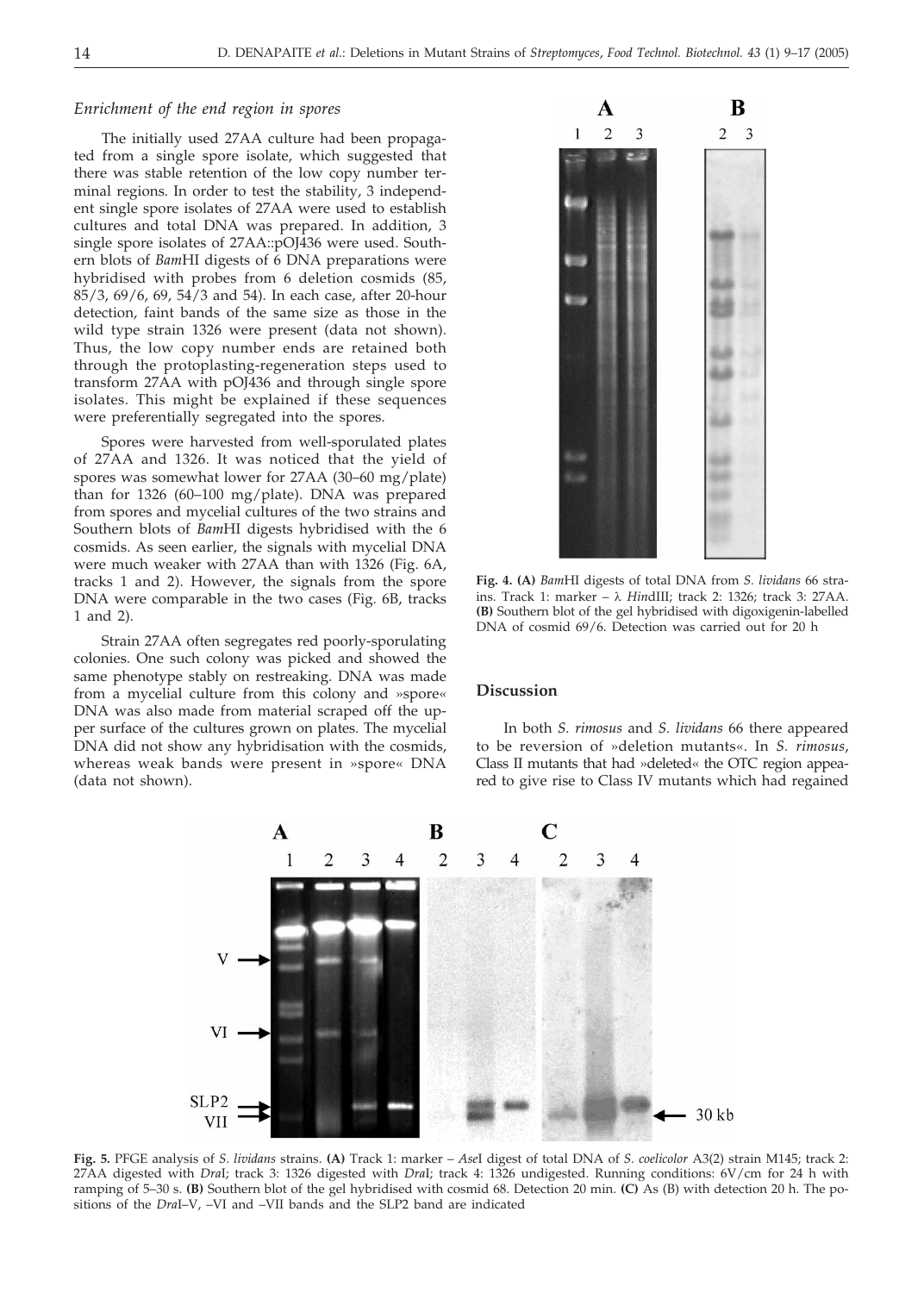### *Enrichment of the end region in spores*

The initially used 27AA culture had been propagated from a single spore isolate, which suggested that there was stable retention of the low copy number terminal regions. In order to test the stability, 3 independent single spore isolates of 27AA were used to establish cultures and total DNA was prepared. In addition, 3 single spore isolates of 27AA::pOJ436 were used. Southern blots of *Bam*HI digests of 6 DNA preparations were hybridised with probes from 6 deletion cosmids (85, 85/3, 69/6, 69, 54/3 and 54). In each case, after 20-hour detection, faint bands of the same size as those in the wild type strain 1326 were present (data not shown). Thus, the low copy number ends are retained both through the protoplasting-regeneration steps used to transform 27AA with pOJ436 and through single spore isolates. This might be explained if these sequences were preferentially segregated into the spores.

Spores were harvested from well-sporulated plates of 27AA and 1326. It was noticed that the yield of spores was somewhat lower for 27AA (30–60 mg/plate) than for 1326 (60–100 mg/plate). DNA was prepared from spores and mycelial cultures of the two strains and Southern blots of *Bam*HI digests hybridised with the 6 cosmids. As seen earlier, the signals with mycelial DNA were much weaker with 27AA than with 1326 (Fig. 6A, tracks 1 and 2). However, the signals from the spore DNA were comparable in the two cases (Fig. 6B, tracks 1 and 2).

Strain 27AA often segregates red poorly-sporulating colonies. One such colony was picked and showed the same phenotype stably on restreaking. DNA was made from a mycelial culture from this colony and »spore« DNA was also made from material scraped off the upper surface of the cultures grown on plates. The mycelial DNA did not show any hybridisation with the cosmids, whereas weak bands were present in »spore« DNA (data not shown).

**Fig. 4. (A)** *Bam*HI digests of total DNA from *S. lividans* 66 strains. Track 1: marker – λ *Hin*dIII; track 2: 1326; track 3: 27AA. **(B)** Southern blot of the gel hybridised with digoxigenin-labelled DNA of cosmid 69/6. Detection was carried out for 20 h

## Discussion

In both *S. rimosus* and *S. lividans* 66 there appeared to be reversion of »deletion mutants«. In *S. rimosus*, Class II mutants that had »deleted« the OTC region appeared to give rise to Class IV mutants which had regained

**Fig. 5.** PFGE analysis of *S. lividans* strains. **(A)** Track 1: marker – *Ase*I digest of total DNA of *S. coelicolor* A3(2) strain M145; track 2: 27AA digested with *Dra*I; track 3: 1326 digested with *Dra*I; track 4: 1326 undigested. Running conditions: 6V/cm for 24 h with ramping of 5–30 s. **(B)** Southern blot of the gel hybridised with cosmid 68. Detection 20 min. **(C)** As (B) with detection 20 h. The positions of the *Dra*I–V, –VI and –VII bands and the SLP2 band are indicated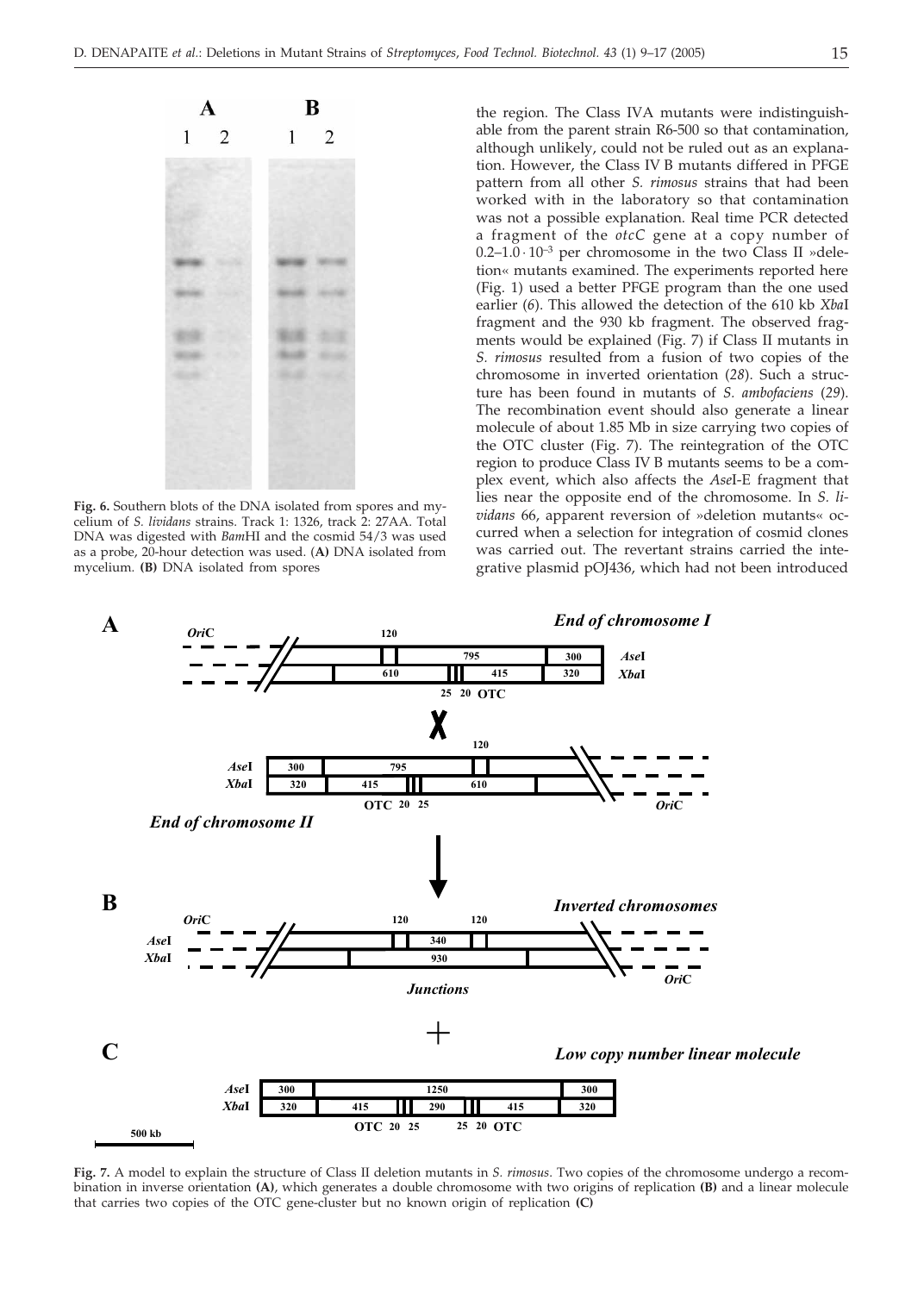**Fig. 6.** Southern blots of the DNA isolated from spores and mycelium of *S. lividans* strains. Track 1: 1326, track 2: 27AA. Total DNA was digested with *Bam*HI and the cosmid 54/3 was used as a probe, 20-hour detection was used. (**A**) DNA isolated from mycelium. (**B**) DNA isolated from spores

the region. The Class IVA mutants were indistinguishable from the parent strain R6-500 so that contamination, although unlikely, could not be ruled out as an explanation. However, the Class IV B mutants differed in PFGE pattern from all other *S. rimosus* strains that had been worked with in the laboratory so that contamination was not a possible explanation. Real time PCR detected a fragment of the *otcC* gene at a copy number of $0.2–1.0 \cdot 10^{-3}$ per chromosome in the two Class II »deletion« mutants examined. The experiments reported here (Fig. 1) used a better PFGE program than the one used earlier (*6*). This allowed the detection of the 610 kb *Xba*I fragment and the 930 kb fragment. The observed fragments would be explained (Fig. 7) if Class II mutants in *S. rimosus* resulted from a fusion of two copies of the chromosome in inverted orientation (*28*). Such a structure has been found in mutants of *S. ambofaciens* (*29*). The recombination event should also generate a linear molecule of about 1.85 Mb in size carrying two copies of the OTC cluster (Fig. 7). The reintegration of the OTC region to produce Class IV B mutants seems to be a complex event, which also affects the *Ase*I-E fragment that lies near the opposite end of the chromosome. In *S. lividans* 66, apparent reversion of »deletion mutants« occurred when a selection for integration of cosmid clones was carried out. The revertant strains carried the integrative plasmid pOJ436, which had not been introduced

**Fig. 7.** A model to explain the structure of Class II deletion mutants in *S. rimosus*. Two copies of the chromosome undergo a recombination in inverse orientation **(A)**, which generates a double chromosome with two origins of replication **(B)** and a linear molecule that carries two copies of the OTC gene-cluster but no known origin of replication **(C)**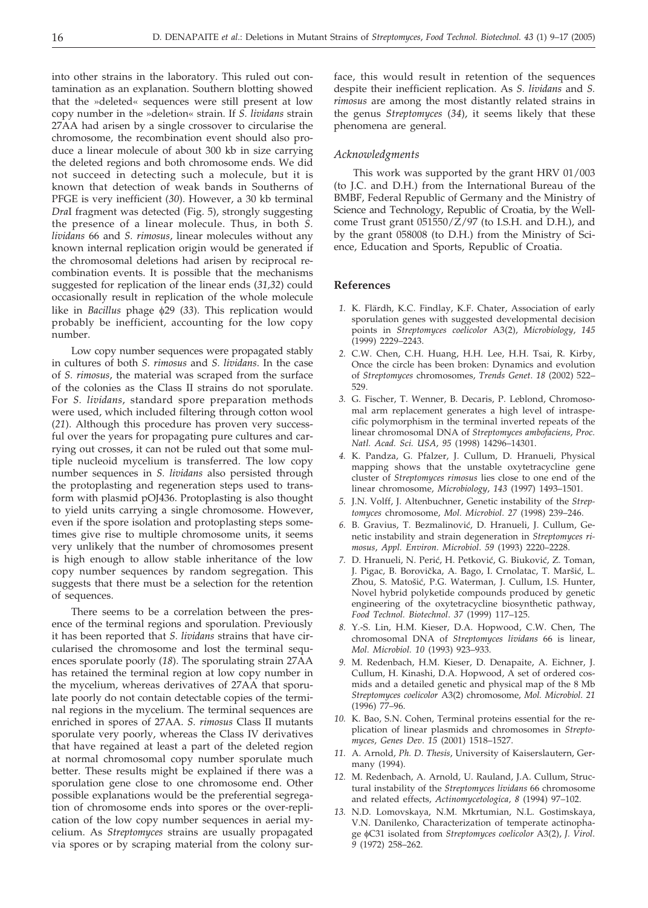into other strains in the laboratory. This ruled out contamination as an explanation. Southern blotting showed that the »deleted« sequences were still present at low copy number in the »deletion« strain. If *S. lividans* strain 27AA had arisen by a single crossover to circularise the chromosome, the recombination event should also produce a linear molecule of about 300 kb in size carrying the deleted regions and both chromosome ends. We did not succeed in detecting such a molecule, but it is known that detection of weak bands in Southerns of PFGE is very inefficient (*30*). However, a 30 kb terminal *Dra*I fragment was detected (Fig. 5), strongly suggesting the presence of a linear molecule. Thus, in both *S. lividans* 66 and *S. rimosus*, linear molecules without any known internal replication origin would be generated if the chromosomal deletions had arisen by reciprocal recombination events. It is possible that the mechanisms suggested for replication of the linear ends (*31,32*) could occasionally result in replication of the whole molecule like in *Bacillus* phage ϕ29 (*33*). This replication would probably be inefficient, accounting for the low copy number.

Low copy number sequences were propagated stably in cultures of both *S. rimosus* and *S. lividans*. In the case of *S. rimosus*, the material was scraped from the surface of the colonies as the Class II strains do not sporulate. For *S. lividans*, standard spore preparation methods were used, which included filtering through cotton wool (*21*). Although this procedure has proven very successful over the years for propagating pure cultures and carrying out crosses, it can not be ruled out that some multiple nucleoid mycelium is transferred. The low copy number sequences in *S. lividans* also persisted through the protoplasting and regeneration steps used to transform with plasmid pOJ436. Protoplasting is also thought to yield units carrying a single chromosome. However, even if the spore isolation and protoplasting steps sometimes give rise to multiple chromosome units, it seems very unlikely that the number of chromosomes present is high enough to allow stable inheritance of the low copy number sequences by random segregation. This suggests that there must be a selection for the retention of sequences.

There seems to be a correlation between the presence of the terminal regions and sporulation. Previously it has been reported that *S. lividans* strains that have circularised the chromosome and lost the terminal sequences sporulate poorly (*18*). The sporulating strain 27AA has retained the terminal region at low copy number in the mycelium, whereas derivatives of 27AA that sporulate poorly do not contain detectable copies of the terminal regions in the mycelium. The terminal sequences are enriched in spores of 27AA. *S. rimosus* Class II mutants sporulate very poorly, whereas the Class IV derivatives that have regained at least a part of the deleted region at normal chromosomal copy number sporulate much better. These results might be explained if there was a sporulation gene close to one chromosome end. Other possible explanations would be the preferential segregation of chromosome ends into spores or the over-replication of the low copy number sequences in aerial mycelium. As *Streptomyces* strains are usually propagated via spores or by scraping material from the colony surface, this would result in retention of the sequences despite their inefficient replication. As *S. lividans* and *S. rimosus* are among the most distantly related strains in the genus *Streptomyces* (*34*), it seems likely that these phenomena are general.

### *Acknowledgments*

This work was supported by the grant HRV 01/003 (to J.C. and D.H.) from the International Bureau of the BMBF, Federal Republic of Germany and the Ministry of Science and Technology, Republic of Croatia, by the Wellcome Trust grant 051550/Z/97 (to I.S.H. and D.H.), and by the grant 058008 (to D.H.) from the Ministry of Science, Education and Sports, Republic of Croatia.

## References

1. K. Flärdh, K.C. Findlay, K.F. Chater, Association of early sporulation genes with suggested developmental decision points in *Streptomyces coelicolor* A3(2), *Microbiology, 145* (1999) 2229–2243.
2. C.W. Chen, C.H. Huang, H.H. Lee, H.H. Tsai, R. Kirby, Once the circle has been broken: Dynamics and evolution of *Streptomyces* chromosomes, *Trends Genet. 18* (2002) 522–529.
3. G. Fischer, T. Wenner, B. Decaris, P. Leblond, Chromosomal arm replacement generates a high level of intraspecific polymorphism in the terminal inverted repeats of the linear chromosomal DNA of *Streptomyces ambofaciens*, *Proc. Natl. Acad. Sci. USA, 95* (1998) 14296–14301.
4. K. Pandza, G. Pfalzer, J. Cullum, D. Hranueli, Physical mapping shows that the unstable oxytetracycline gene cluster of *Streptomyces rimosus* lies close to one end of the linear chromosome, *Microbiology, 143* (1997) 1493–1501.
5. J.N. Volff, J. Altenbuchner, Genetic instability of the *Streptomyces* chromosome, *Mol. Microbiol. 27* (1998) 239–246.
6. B. Gravius, T. Bezmalinović, D. Hranueli, J. Cullum, Genetic instability and strain degeneration in *Streptomyces rimosus*, *Appl. Environ. Microbiol. 59* (1993) 2220–2228.
7. D. Hranueli, N. Perić, H. Petković, G. Biuković, Z. Toman, J. Pigac, B. Borovička, A. Bago, I. Crnolatac, T. Maršić, L. Zhou, S. Matošić, P.G. Waterman, J. Cullum, I.S. Hunter, Novel hybrid polyketide compounds produced by genetic engineering of the oxytetracycline biosynthetic pathway, *Food Technol. Biotechnol. 37* (1999) 117–125.
8. Y.-S. Lin, H.M. Kieser, D.A. Hopwood, C.W. Chen, The chromosomal DNA of *Streptomyces lividans* 66 is linear, *Mol. Microbiol. 10* (1993) 923–933.
9. M. Redenbach, H.M. Kieser, D. Denapaite, A. Eichner, J. Cullum, H. Kinashi, D.A. Hopwood, A set of ordered cosmids and a detailed genetic and physical map of the 8 Mb *Streptomyces coelicolor* A3(2) chromosome, *Mol. Microbiol. 21* (1996) 77–96.
10. K. Bao, S.N. Cohen, Terminal proteins essential for the replication of linear plasmids and chromosomes in *Streptomyces*, *Genes Dev. 15* (2001) 1518–1527.
11. A. Arnold, *Ph. D. Thesis*, University of Kaiserslautern, Germany (1994).
12. M. Redenbach, A. Arnold, U. Rauland, J.A. Cullum, Structural instability of the *Streptomyces lividans* 66 chromosome and related effects, *Actinomycetologica, 8* (1994) 97–102.
13. N.D. Lomovskaya, N.M. Mkrtumian, N.L. Gostimskaya, V.N. Danilenko, Characterization of temperate actinophage ϕC31 isolated from *Streptomyces coelicolor* A3(2), *J. Virol. 9* (1972) 258–262.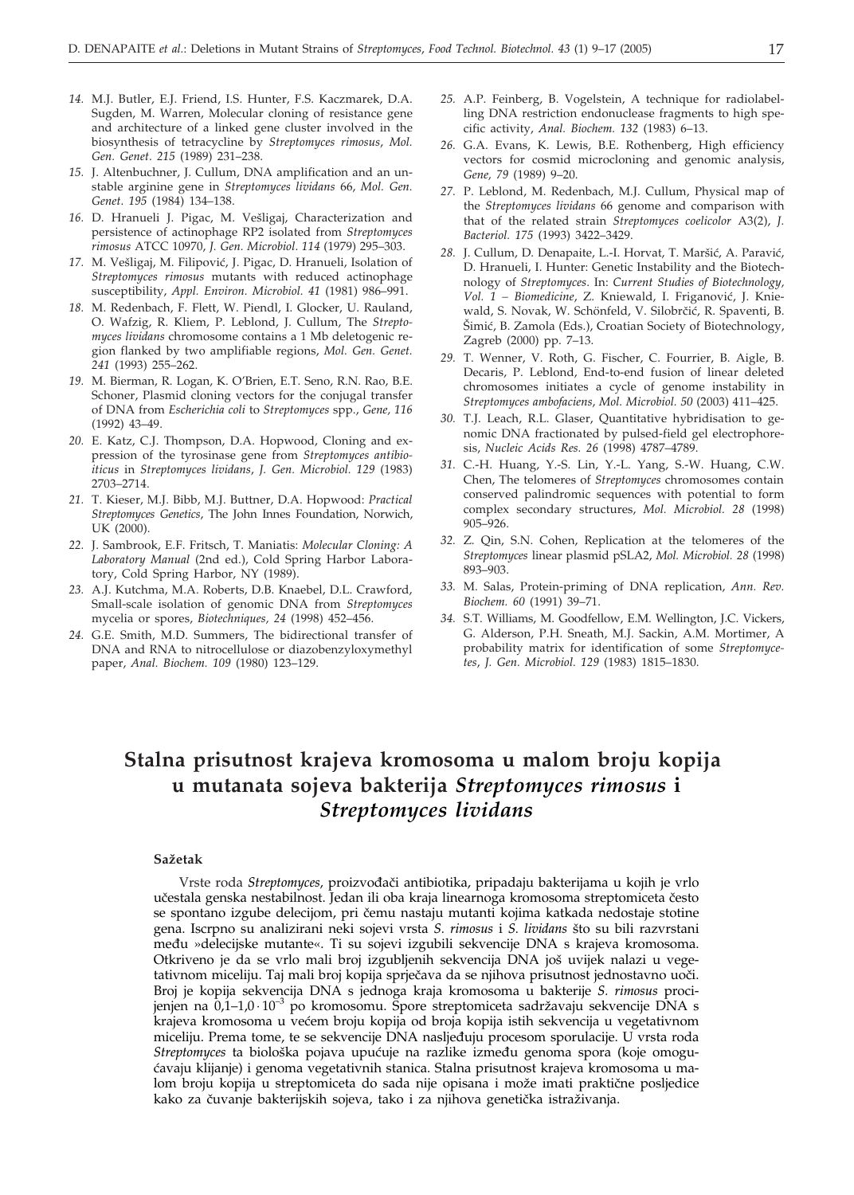*14.* M.J. Butler, E.J. Friend, I.S. Hunter, F.S. Kaczmarek, D.A. Sugden, M. Warren, Molecular cloning of resistance gene and architecture of a linked gene cluster involved in the biosynthesis of tetracycline by *Streptomyces rimosus*, *Mol. Gen. Genet. 215* (1989) 231–238.

*15.* J. Altenbuchner, J. Cullum, DNA amplification and an unstable arginine gene in *Streptomyces lividans* 66, *Mol. Gen. Genet. 195* (1984) 134–138.

*16.* D. Hranueli J. Pigac, M. Vešligaj, Characterization and persistence of actinophage RP2 isolated from *Streptomyces rimosus* ATCC 10970, *J. Gen. Microbiol. 114* (1979) 295–303.

*17.* M. Vešligaj, M. Filipović, J. Pigac, D. Hranueli, Isolation of *Streptomyces rimosus* mutants with reduced actinophage susceptibility, *Appl. Environ. Microbiol. 41* (1981) 986–991.

*18.* M. Redenbach, F. Flett, W. Piendl, I. Glocker, U. Rauland, O. Wafzig, R. Kliem, P. Leblond, J. Cullum, The *Streptomyces lividans* chromosome contains a 1 Mb deletogenic region flanked by two amplifiable regions, *Mol. Gen. Genet. 241* (1993) 255–262.

*19.* M. Bierman, R. Logan, K. O'Brien, E.T. Seno, R.N. Rao, B.E. Schoner, Plasmid cloning vectors for the conjugal transfer of DNA from *Escherichia coli* to *Streptomyces* spp., *Gene, 116* (1992) 43–49.

*20.* E. Katz, C.J. Thompson, D.A. Hopwood, Cloning and expression of the tyrosinase gene from *Streptomyces antibioiticus* in *Streptomyces lividans*, *J. Gen. Microbiol. 129* (1983) 2703–2714.

*21.* T. Kieser, M.J. Bibb, M.J. Buttner, D.A. Hopwood: *Practical Streptomyces Genetics*, The John Innes Foundation, Norwich, UK (2000).

*22.* J. Sambrook, E.F. Fritsch, T. Maniatis: *Molecular Cloning: A Laboratory Manual* (2nd ed.), Cold Spring Harbor Laboratory, Cold Spring Harbor, NY (1989).

*23.* A.J. Kutchma, M.A. Roberts, D.B. Knaebel, D.L. Crawford, Small-scale isolation of genomic DNA from *Streptomyces* mycelia or spores, *Biotechniques, 24* (1998) 452–456.

*24.* G.E. Smith, M.D. Summers, The bidirectional transfer of DNA and RNA to nitrocellulose or diazobenzyloxymethyl paper, *Anal. Biochem. 109* (1980) 123–129.

*25.* A.P. Feinberg, B. Vogelstein, A technique for radiolabelling DNA restriction endonuclease fragments to high specific activity, *Anal. Biochem. 132* (1983) 6–13.

*26.* G.A. Evans, K. Lewis, B.E. Rothenberg, High efficiency vectors for cosmid microcloning and genomic analysis, *Gene, 79* (1989) 9–20.

*27.* P. Leblond, M. Redenbach, M.J. Cullum, Physical map of the *Streptomyces lividans* 66 genome and comparison with that of the related strain *Streptomyces coelicolor* A3(2), *J. Bacteriol. 175* (1993) 3422–3429.

*28.* J. Cullum, D. Denapaite, L.-I. Horvat, T. Maršić, A. Paravić, D. Hranueli, I. Hunter: Genetic Instability and the Biotechnology of *Streptomyces*. In: *Current Studies of Biotechnology, Vol. 1 – Biomedicine*, Z. Kniewald, I. Friganović, J. Kniewald, S. Novak, W. Schönfeld, V. Silobrčić, R. Spaventi, B. Šimić, B. Zamola (Eds.), Croatian Society of Biotechnology, Zagreb (2000) pp. 7–13.

*29.* T. Wenner, V. Roth, G. Fischer, C. Fourrier, B. Aigle, B. Decaris, P. Leblond, End-to-end fusion of linear deleted chromosomes initiates a cycle of genome instability in *Streptomyces ambofaciens*, *Mol. Microbiol. 50* (2003) 411–425.

*30.* T.J. Leach, R.L. Glaser, Quantitative hybridisation to genomic DNA fractionated by pulsed-field gel electrophoresis, *Nucleic Acids Res. 26* (1998) 4787–4789.

*31.* C.-H. Huang, Y.-S. Lin, Y.-L. Yang, S.-W. Huang, C.W. Chen, The telomeres of *Streptomyces* chromosomes contain conserved palindromic sequences with potential to form complex secondary structures, *Mol. Microbiol. 28* (1998) 905–926.

*32.* Z. Qin, S.N. Cohen, Replication at the telomeres of the *Streptomyces* linear plasmid pSLA2, *Mol. Microbiol. 28* (1998) 893–903.

*33.* M. Salas, Protein-priming of DNA replication, *Ann. Rev. Biochem. 60* (1991) 39–71.

*34.* S.T. Williams, M. Goodfellow, E.M. Wellington, J.C. Vickers, G. Alderson, P.H. Sneath, M.J. Sackin, A.M. Mortimer, A probability matrix for identification of some *Streptomycetes*, *J. Gen. Microbiol. 129* (1983) 1815–1830.

# Stalna prisutnost krajeva kromosoma u malom broju kopija u mutanata sojeva bakterija *Streptomyces rimosus* i *Streptomyces lividans*

#### Sažetak

Vrste roda *Streptomyces*, proizvođači antibiotika, pripadaju bakterijama u kojih je vrlo učestala genska nestabilnost. Jedan ili oba kraja linearnoga kromosoma streptomiceta često se spontano izgube delecijom, pri čemu nastaju mutanti kojima katkada nedostaje stotine gena. Iscrpno su analizirani neki sojevi vrsta *S. rimosus* i *S. lividans* što su bili razvrstani među »delecijske mutante«. Ti su sojevi izgubili sekvencije DNA s krajeva kromosoma. Otkriveno je da se vrlo mali broj izgubljenih sekvencija DNA još uvijek nalazi u vegetativnom miceliju. Taj mali broj kopija sprječava da se njihova prisutnost jednostavno uoči. Broj je kopija sekvencija DNA s jednoga kraja kromosoma u bakterije *S. rimosus* procijenjen na $0{,}1–1{,}0 \cdot 10^{-3}$ po kromosomu. Spore streptomiceta sadržavaju sekvencije DNA s krajeva kromosoma u većem broju kopija od broja kopija istih sekvencija u vegetativnom miceliju. Prema tome, te se sekvencije DNA nasljeđuju procesom sporulacije. U vrsta roda *Streptomyces* ta biološka pojava upućuje na razlike između genoma spora (koje omogućavaju klijanje) i genoma vegetativnih stanica. Stalna prisutnost krajeva kromosoma u malom broju kopija u streptomiceta do sada nije opisana i može imati praktične posljedice kako za čuvanje bakterijskih sojeva, tako i za njihova genetička istraživanja.